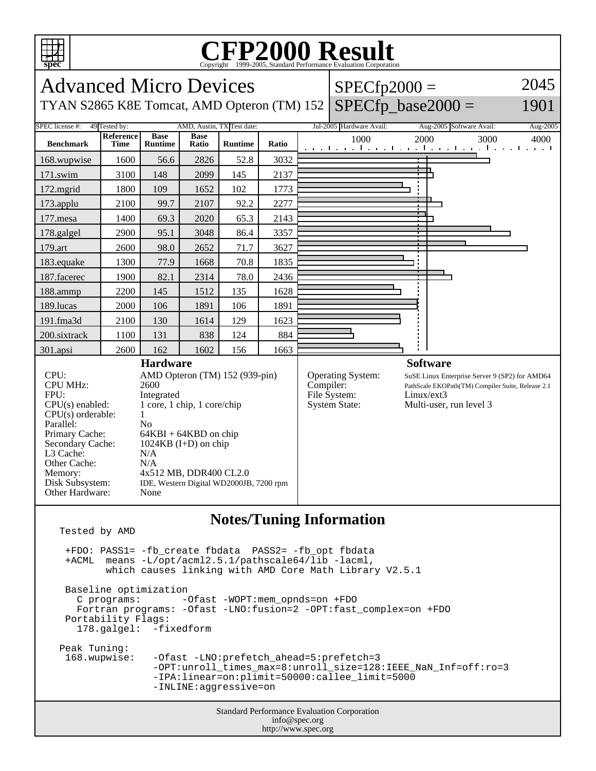# CFP2000 Result

Copyright 1999-2005, Standard Performance Evaluation Corporation

## Advanced Micro Devices

TYAN S2865 K8E Tomcat, AMD Opteron (TM) 152

SPECfp2000 = 2045

SPECfp_base2000 = 1901

| SPEC license #: | 49 | Tested by: | AMD, Austin, TX | Test date: | Jul-2005 | Hardware Avail: | Aug-2005 | Software Avail: | Aug-2005 |
|---|---|---|---|---|---|---|---|---|---|

| Benchmark | Reference Time | Base Runtime | Base Ratio | Runtime | Ratio |
|---|---|---|---|---|---|
| 168.wupwise | 1600 | 56.6 | 2826 | 52.8 | 3032 |
| 171.swim | 3100 | 148 | 2099 | 145 | 2137 |
| 172.mgrid | 1800 | 109 | 1652 | 102 | 1773 |
| 173.applu | 2100 | 99.7 | 2107 | 92.2 | 2277 |
| 177.mesa | 1400 | 69.3 | 2020 | 65.3 | 2143 |
| 178.galgel | 2900 | 95.1 | 3048 | 86.4 | 3357 |
| 179.art | 2600 | 98.0 | 2652 | 71.7 | 3627 |
| 183.equake | 1300 | 77.9 | 1668 | 70.8 | 1835 |
| 187.facerec | 1900 | 82.1 | 2314 | 78.0 | 2436 |
| 188.ammp | 2200 | 145 | 1512 | 135 | 1628 |
| 189.lucas | 2000 | 106 | 1891 | 106 | 1891 |
| 191.fma3d | 2100 | 130 | 1614 | 129 | 1623 |
| 200.sixtrack | 1100 | 131 | 838 | 124 | 884 |
| 301.apsi | 2600 | 162 | 1602 | 156 | 1663 |

### Hardware

| | |
|---|---|
| CPU: | AMD Opteron (TM) 152 (939-pin) |
| CPU MHz: | 2600 |
| FPU: | Integrated |
| CPU(s) enabled: | 1 core, 1 chip, 1 core/chip |
| CPU(s) orderable: | 1 |
| Parallel: | No |
| Primary Cache: | 64KBI + 64KBD on chip |
| Secondary Cache: | 1024KB (I+D) on chip |
| L3 Cache: | N/A |
| Other Cache: | N/A |
| Memory: | 4x512 MB, DDR400 CL2.0 |
| Disk Subsystem: | IDE, Western Digital WD2000JB, 7200 rpm |
| Other Hardware: | None |

### Software

| | |
|---|---|
| Operating System: | SuSE Linux Enterprise Server 9 (SP2) for AMD64 |
| Compiler: | PathScale EKOPath(TM) Compiler Suite, Release 2.1 |
| File System: | Linux/ext3 |
| System State: | Multi-user, run level 3 |

### Notes/Tuning Information

```
Tested by AMD

 +FDO: PASS1= -fb_create fbdata  PASS2= -fb_opt fbdata
 +ACML  means -L/opt/acml2.5.1/pathscale64/lib -lacml,
        which causes linking with AMD Core Math Library V2.5.1

 Baseline optimization
   C programs:       -Ofast -WOPT:mem_opnds=on +FDO
   Fortran programs: -Ofast -LNO:fusion=2 -OPT:fast_complex=on +FDO
 Portability Flags:
   178.galgel:  -fixedform

Peak Tuning:
 168.wupwise:   -Ofast -LNO:prefetch_ahead=5:prefetch=3
                -OPT:unroll_times_max=8:unroll_size=128:IEEE_NaN_Inf=off:ro=3
                -IPA:linear=on:plimit=50000:callee_limit=5000
                -INLINE:aggressive=on
```

Standard Performance Evaluation Corporation
info@spec.org
http://www.spec.org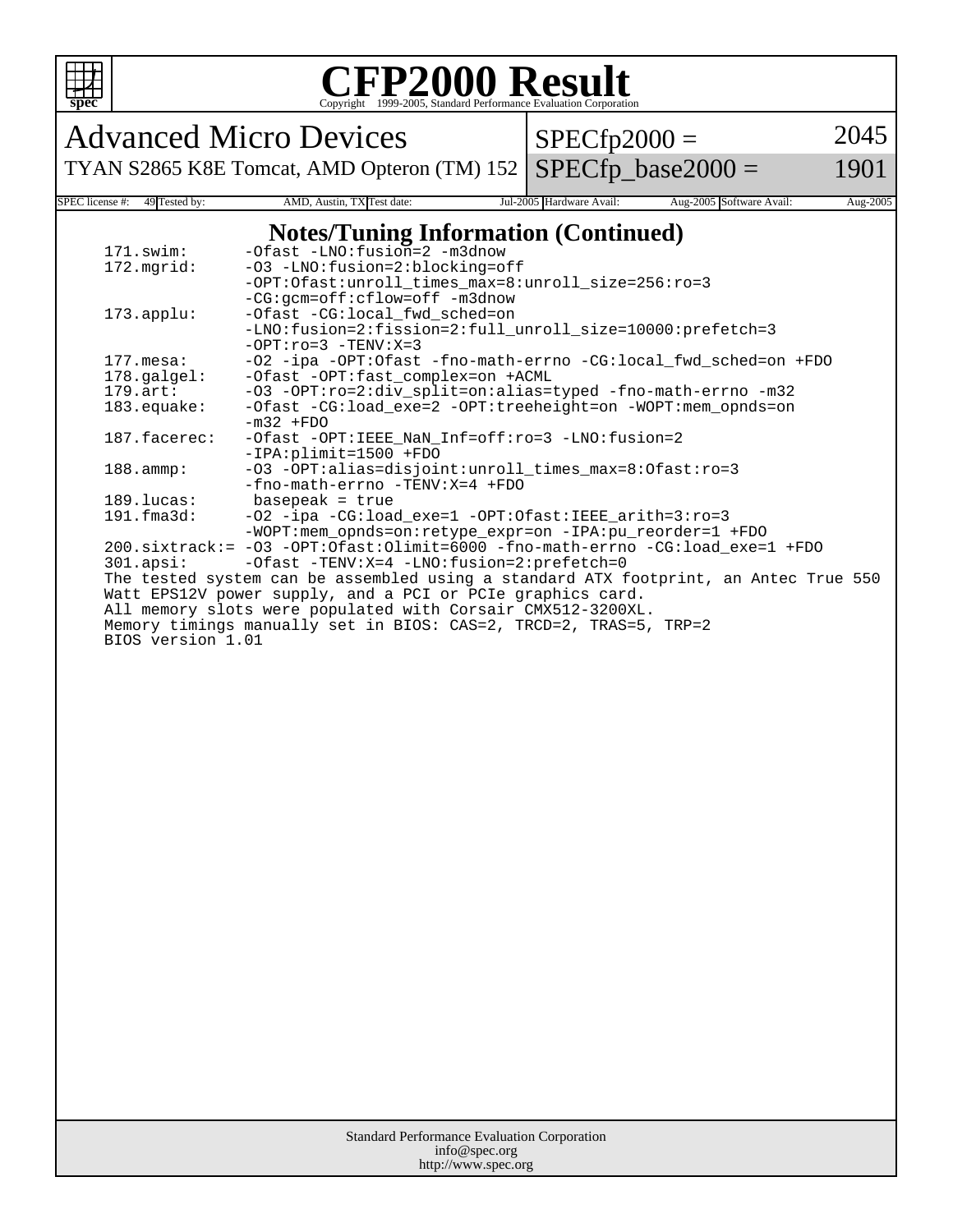# CFP2000 Result

Copyright 1999-2005, Standard Performance Evaluation Corporation

Advanced Micro Devices

TYAN S2865 K8E Tomcat, AMD Opteron (TM) 152

SPECfp2000 = 2045

SPECfp_base2000 = 1901

SPEC license #: 49 Tested by: AMD, Austin, TX Test date: Jul-2005 Hardware Avail: Aug-2005 Software Avail: Aug-2005

## Notes/Tuning Information (Continued)

```
171.swim:      -Ofast -LNO:fusion=2 -m3dnow
172.mgrid:     -O3 -LNO:fusion=2:blocking=off
               -OPT:Ofast:unroll_times_max=8:unroll_size=256:ro=3
               -CG:gcm=off:cflow=off -m3dnow
173.applu:     -Ofast -CG:local_fwd_sched=on
               -LNO:fusion=2:fission=2:full_unroll_size=10000:prefetch=3
               -OPT:ro=3 -TENV:X=3
177.mesa:      -O2 -ipa -OPT:Ofast -fno-math-errno -CG:local_fwd_sched=on +FDO
178.galgel:    -Ofast -OPT:fast_complex=on +ACML
179.art:       -O3 -OPT:ro=2:div_split=on:alias=typed -fno-math-errno -m32
183.equake:    -Ofast -CG:load_exe=2 -OPT:treeheight=on -WOPT:mem_opnds=on
               -m32 +FDO
187.facerec:   -Ofast -OPT:IEEE_NaN_Inf=off:ro=3 -LNO:fusion=2
               -IPA:plimit=1500 +FDO
188.ammp:      -O3 -OPT:alias=disjoint:unroll_times_max=8:Ofast:ro=3
               -fno-math-errno -TENV:X=4 +FDO
189.lucas:      basepeak = true
191.fma3d:     -O2 -ipa -CG:load_exe=1 -OPT:Ofast:IEEE_arith=3:ro=3
               -WOPT:mem_opnds=on:retype_expr=on -IPA:pu_reorder=1 +FDO
200.sixtrack:= -O3 -OPT:Ofast:Olimit=6000 -fno-math-errno -CG:load_exe=1 +FDO
301.apsi:      -Ofast -TENV:X=4 -LNO:fusion=2:prefetch=0
```

The tested system can be assembled using a standard ATX footprint, an Antec True 550 Watt EPS12V power supply, and a PCI or PCIe graphics card.
All memory slots were populated with Corsair CMX512-3200XL.
Memory timings manually set in BIOS: CAS=2, TRCD=2, TRAS=5, TRP=2
BIOS version 1.01

Standard Performance Evaluation Corporation
info@spec.org
http://www.spec.org